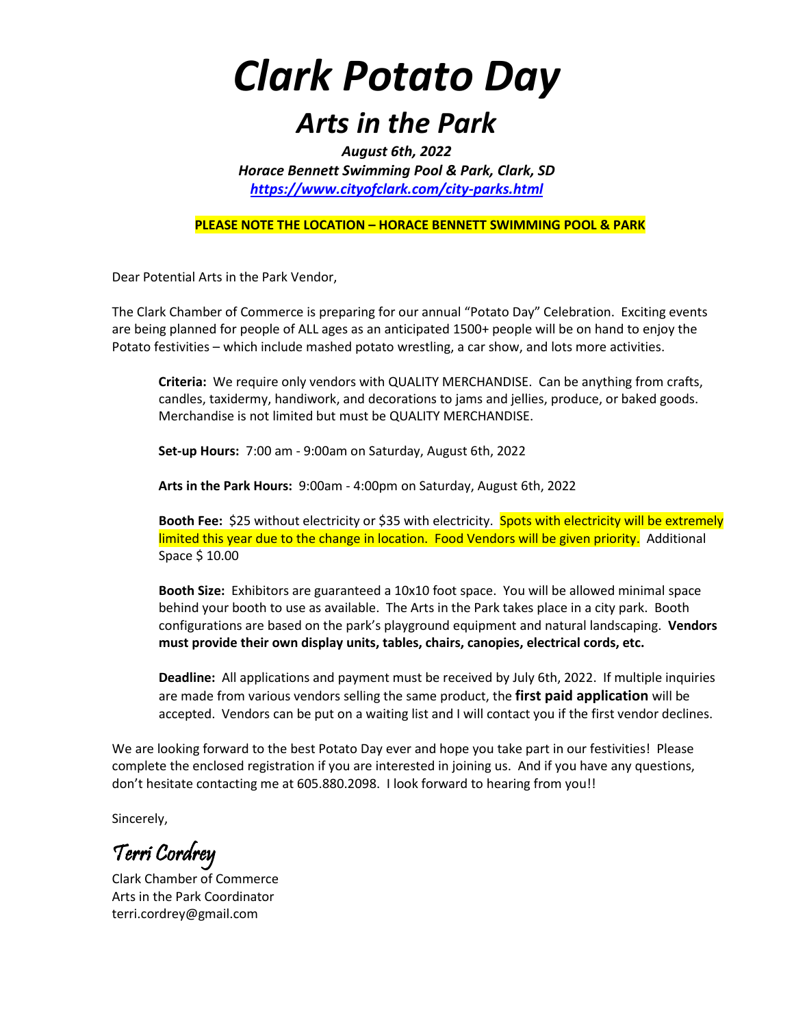# *Clark Potato Day*

## *Arts in the Park*

***August 6th, 2022***
***Horace Bennett Swimming Pool & Park, Clark, SD***
***https://www.cityofclark.com/city-parks.html***

**PLEASE NOTE THE LOCATION – HORACE BENNETT SWIMMING POOL & PARK**

Dear Potential Arts in the Park Vendor,

The Clark Chamber of Commerce is preparing for our annual "Potato Day" Celebration. Exciting events are being planned for people of ALL ages as an anticipated 1500+ people will be on hand to enjoy the Potato festivities – which include mashed potato wrestling, a car show, and lots more activities.

**Criteria:** We require only vendors with QUALITY MERCHANDISE. Can be anything from crafts, candles, taxidermy, handiwork, and decorations to jams and jellies, produce, or baked goods. Merchandise is not limited but must be QUALITY MERCHANDISE.

**Set-up Hours:** 7:00 am - 9:00am on Saturday, August 6th, 2022

**Arts in the Park Hours:** 9:00am - 4:00pm on Saturday, August 6th, 2022

**Booth Fee:** $25 without electricity or $35 with electricity. Spots with electricity will be extremely limited this year due to the change in location. Food Vendors will be given priority. Additional Space $ 10.00

**Booth Size:** Exhibitors are guaranteed a 10x10 foot space. You will be allowed minimal space behind your booth to use as available. The Arts in the Park takes place in a city park. Booth configurations are based on the park's playground equipment and natural landscaping. **Vendors must provide their own display units, tables, chairs, canopies, electrical cords, etc.**

**Deadline:** All applications and payment must be received by July 6th, 2022. If multiple inquiries are made from various vendors selling the same product, the **first paid application** will be accepted. Vendors can be put on a waiting list and I will contact you if the first vendor declines.

We are looking forward to the best Potato Day ever and hope you take part in our festivities! Please complete the enclosed registration if you are interested in joining us. And if you have any questions, don't hesitate contacting me at 605.880.2098. I look forward to hearing from you!!

Sincerely,

*Terri Cordrey*

Clark Chamber of Commerce
Arts in the Park Coordinator
terri.cordrey@gmail.com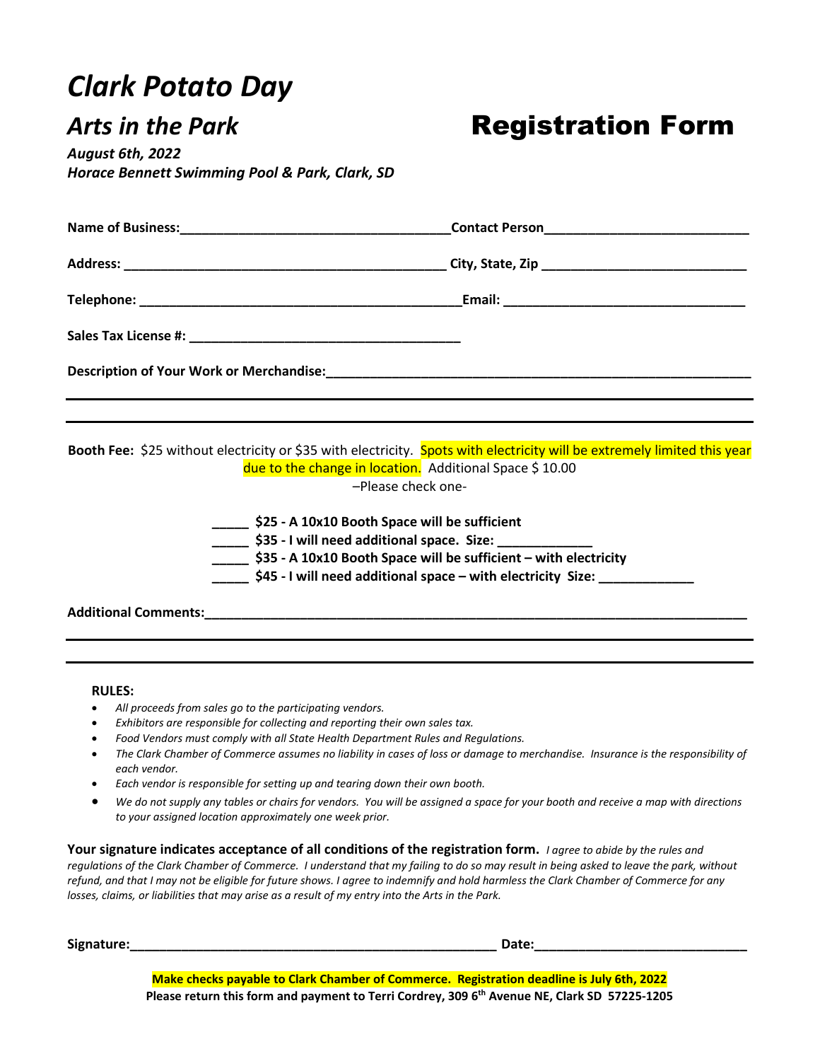# *Clark Potato Day*

## *Arts in the Park* — Registration Form

***August 6th, 2022***
***Horace Bennett Swimming Pool & Park, Clark, SD***

**Name of Business:**____________________________________**Contact Person**___________________________

**Address:** ____________________________________________ **City, State, Zip** ___________________________

**Telephone:** ___________________________________________**Email:** ________________________________

**Sales Tax License #:** ____________________________________

**Description of Your Work or Merchandise:**__________________________________________________________

______________________________________________________________________________________________

______________________________________________________________________________________________

**Booth Fee:** $25 without electricity or $35 with electricity. Spots with electricity will be extremely limited this year due to the change in location. Additional Space $ 10.00

–Please check one-

_____ **$25 - A 10x10 Booth Space will be sufficient**
_____ **$35 - I will need additional space. Size:** ____________
_____ **$35 - A 10x10 Booth Space will be sufficient – with electricity**
_____ **$45 - I will need additional space – with electricity Size:** ____________

**Additional Comments:**___________________________________________________________________________

______________________________________________________________________________________________

______________________________________________________________________________________________

**RULES:**

- *All proceeds from sales go to the participating vendors.*
- *Exhibitors are responsible for collecting and reporting their own sales tax.*
- *Food Vendors must comply with all State Health Department Rules and Regulations.*
- *The Clark Chamber of Commerce assumes no liability in cases of loss or damage to merchandise. Insurance is the responsibility of each vendor.*
- *Each vendor is responsible for setting up and tearing down their own booth.*
- *We do not supply any tables or chairs for vendors. You will be assigned a space for your booth and receive a map with directions to your assigned location approximately one week prior.*

**Your signature indicates acceptance of all conditions of the registration form.** *I agree to abide by the rules and regulations of the Clark Chamber of Commerce. I understand that my failing to do so may result in being asked to leave the park, without refund, and that I may not be eligible for future shows. I agree to indemnify and hold harmless the Clark Chamber of Commerce for any losses, claims, or liabilities that may arise as a result of my entry into the Arts in the Park.*

**Signature:**__________________________________________________ **Date:**____________________________

**Make checks payable to Clark Chamber of Commerce. Registration deadline is July 6th, 2022**
**Please return this form and payment to Terri Cordrey, 309 6th Avenue NE, Clark SD 57225-1205**